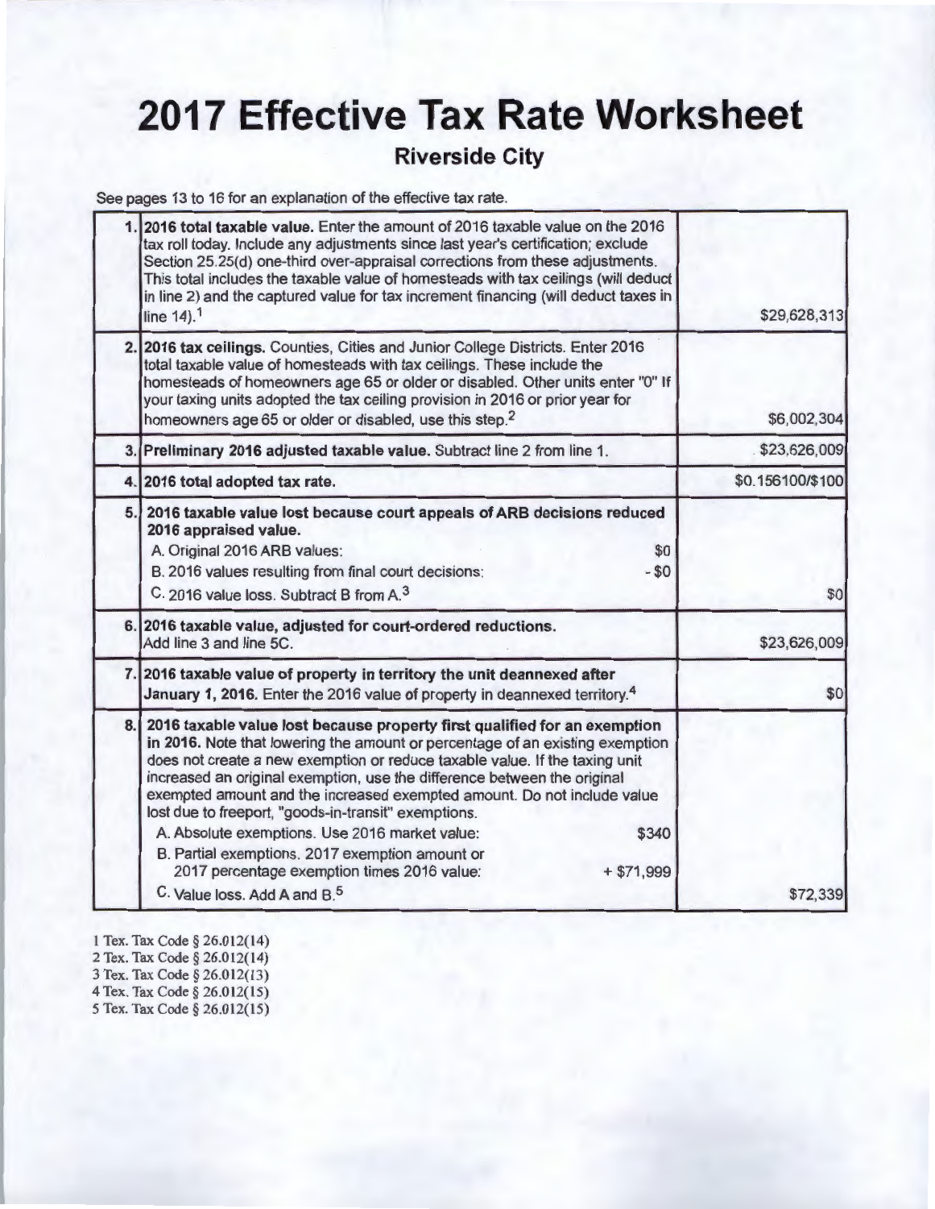# 2017 Effective Tax Rate Worksheet

## Riverside City

See pages 13 to 16 for an explanation of the effective tax rate.

| | | |
|---|---|---|
| 1. | **2016 total taxable value.** Enter the amount of 2016 taxable value on the 2016 tax roll today. Include any adjustments since last year's certification; exclude Section 25.25(d) one-third over-appraisal corrections from these adjustments. This total includes the taxable value of homesteads with tax ceilings (will deduct in line 2) and the captured value for tax increment financing (will deduct taxes in line 14).[1] | $29,628,313 |
| 2. | **2016 tax ceilings.** Counties, Cities and Junior College Districts. Enter 2016 total taxable value of homesteads with tax ceilings. These include the homesteads of homeowners age 65 or older or disabled. Other units enter "0" If your taxing units adopted the tax ceiling provision in 2016 or prior year for homeowners age 65 or older or disabled, use this step.[2] | $6,002,304 |
| 3. | **Preliminary 2016 adjusted taxable value.** Subtract line 2 from line 1. | $23,626,009 |
| 4. | **2016 total adopted tax rate.** | $0.156100/$100 |
| 5. | **2016 taxable value lost because court appeals of ARB decisions reduced 2016 appraised value.**<br>A. Original 2016 ARB values: $0<br>B. 2016 values resulting from final court decisions: - $0<br>C. 2016 value loss. Subtract B from A.[3] | $0 |
| 6. | **2016 taxable value, adjusted for court-ordered reductions.** Add line 3 and line 5C. | $23,626,009 |
| 7. | **2016 taxable value of property in territory the unit deannexed after January 1, 2016.** Enter the 2016 value of property in deannexed territory.[4] | $0 |
| 8. | **2016 taxable value lost because property first qualified for an exemption in 2016.** Note that lowering the amount or percentage of an existing exemption does not create a new exemption or reduce taxable value. If the taxing unit increased an original exemption, use the difference between the original exempted amount and the increased exempted amount. Do not include value lost due to freeport, "goods-in-transit" exemptions.<br>A. Absolute exemptions. Use 2016 market value: $340<br>B. Partial exemptions. 2017 exemption amount or 2017 percentage exemption times 2016 value: + $71,999<br>C. Value loss. Add A and B.[5] | $72,339 |

1 Tex. Tax Code § 26.012(14)
2 Tex. Tax Code § 26.012(14)
3 Tex. Tax Code § 26.012(13)
4 Tex. Tax Code § 26.012(15)
5 Tex. Tax Code § 26.012(15)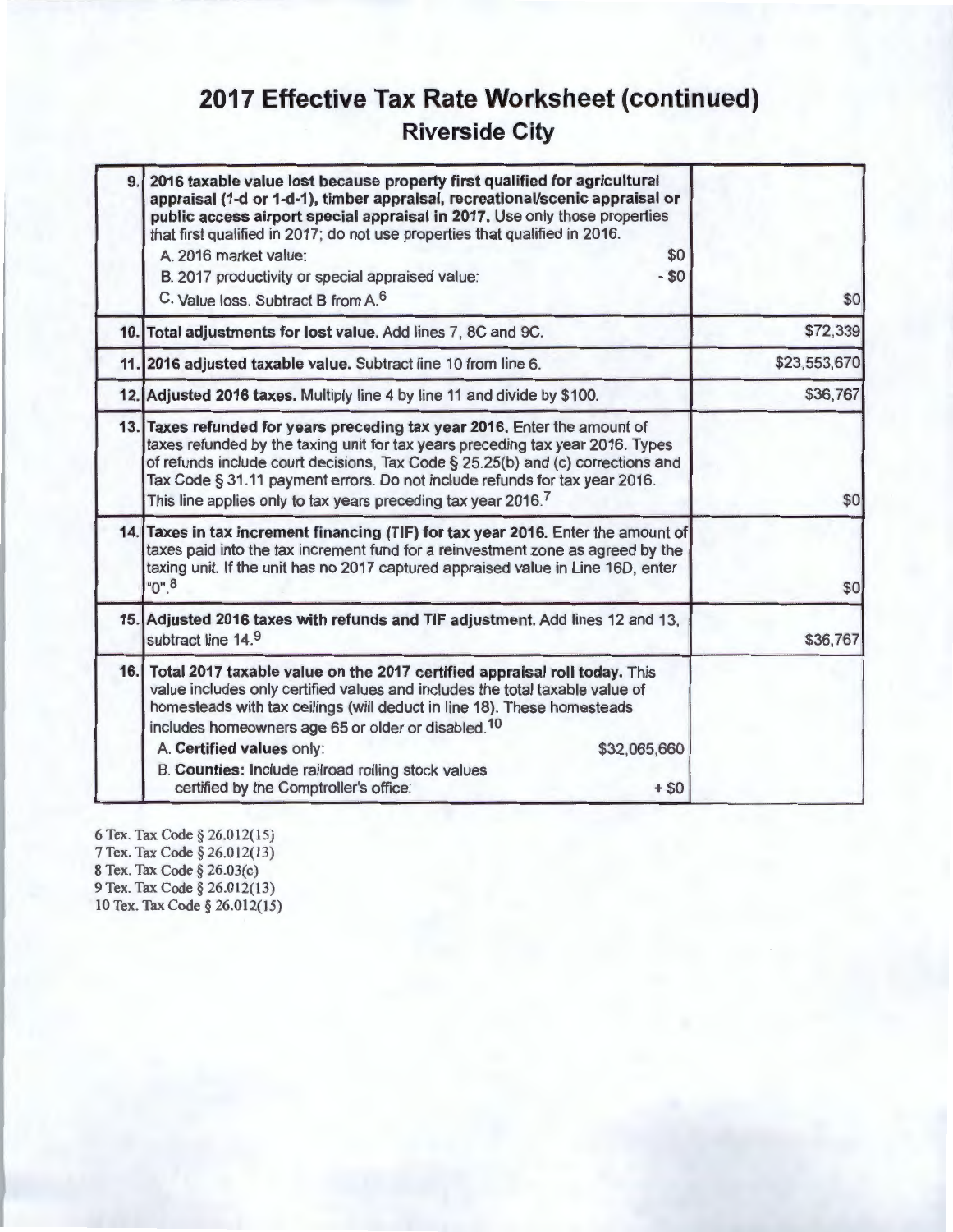# 2017 Effective Tax Rate Worksheet (continued)

## Riverside City

| Line | Description | Amount |
|---|---|---|
| 9. | **2016 taxable value lost because property first qualified for agricultural appraisal (1-d or 1-d-1), timber appraisal, recreational/scenic appraisal or public access airport special appraisal in 2017.** Use only those properties that first qualified in 2017; do not use properties that qualified in 2016.<br>A. 2016 market value: $0<br>B. 2017 productivity or special appraised value: - $0<br>C. Value loss. Subtract B from A.[6] | $0 |
| 10. | **Total adjustments for lost value.** Add lines 7, 8C and 9C. | $72,339 |
| 11. | **2016 adjusted taxable value.** Subtract line 10 from line 6. | $23,553,670 |
| 12. | **Adjusted 2016 taxes.** Multiply line 4 by line 11 and divide by $100. | $36,767 |
| 13. | **Taxes refunded for years preceding tax year 2016.** Enter the amount of taxes refunded by the taxing unit for tax years preceding tax year 2016. Types of refunds include court decisions, Tax Code § 25.25(b) and (c) corrections and Tax Code § 31.11 payment errors. Do not include refunds for tax year 2016. This line applies only to tax years preceding tax year 2016.[7] | $0 |
| 14. | **Taxes in tax increment financing (TIF) for tax year 2016.** Enter the amount of taxes paid into the tax increment fund for a reinvestment zone as agreed by the taxing unit. If the unit has no 2017 captured appraised value in Line 16D, enter "0".[8] | $0 |
| 15. | **Adjusted 2016 taxes with refunds and TIF adjustment.** Add lines 12 and 13, subtract line 14.[9] | $36,767 |
| 16. | **Total 2017 taxable value on the 2017 certified appraisal roll today.** This value includes only certified values and includes the total taxable value of homesteads with tax ceilings (will deduct in line 18). These homesteads includes homeowners age 65 or older or disabled.[10]<br>A. **Certified values** only: $32,065,660<br>B. **Counties:** Include railroad rolling stock values certified by the Comptroller's office: + $0 | |

6 Tex. Tax Code § 26.012(15)
7 Tex. Tax Code § 26.012(13)
8 Tex. Tax Code § 26.03(c)
9 Tex. Tax Code § 26.012(13)
10 Tex. Tax Code § 26.012(15)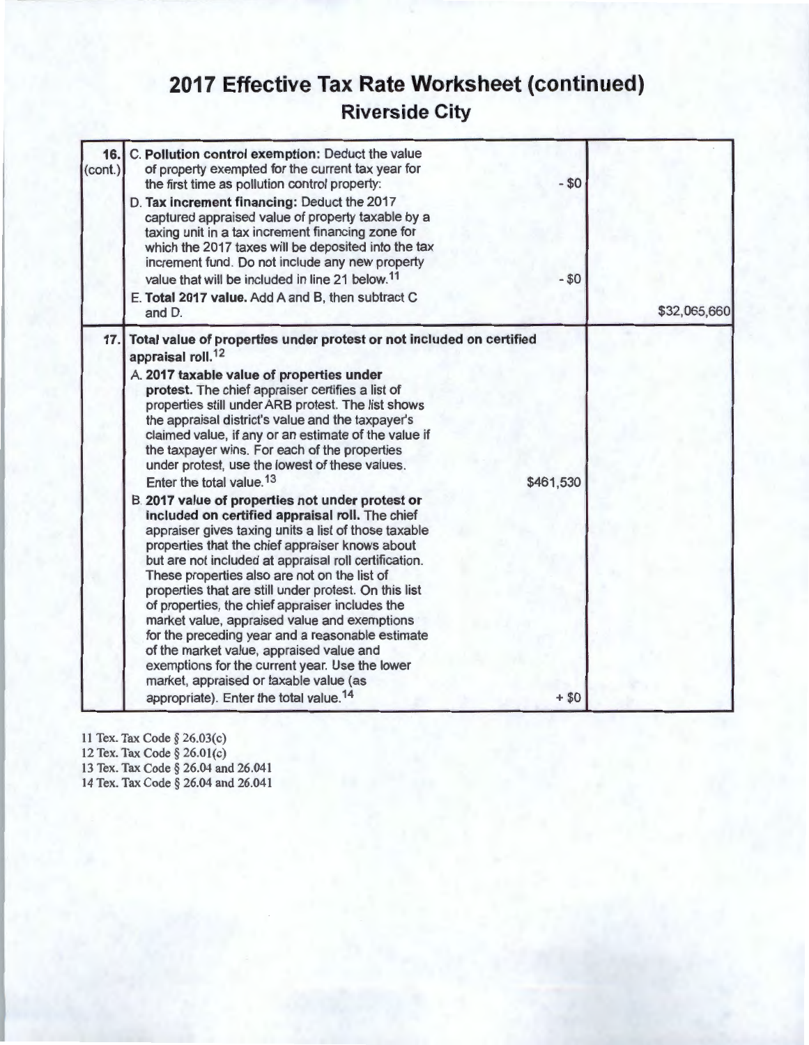# 2017 Effective Tax Rate Worksheet (continued)

## Riverside City

| Line | Description | Amount | Total |
|---|---|---|---|
| 16. (cont.) | C. **Pollution control exemption:** Deduct the value of property exempted for the current tax year for the first time as pollution control property: | - $0 | |
| | D. **Tax increment financing:** Deduct the 2017 captured appraised value of property taxable by a taxing unit in a tax increment financing zone for which the 2017 taxes will be deposited into the tax increment fund. Do not include any new property value that will be included in line 21 below.[11] | - $0 | |
| | E. **Total 2017 value.** Add A and B, then subtract C and D. | | $32,065,660 |
| 17. | **Total value of properties under protest or not included on certified appraisal roll.**[12] | | |
| | A. **2017 taxable value of properties under protest.** The chief appraiser certifies a list of properties still under ARB protest. The list shows the appraisal district's value and the taxpayer's claimed value, if any or an estimate of the value if the taxpayer wins. For each of the properties under protest, use the lowest of these values. Enter the total value.[13] | $461,530 | |
| | B. **2017 value of properties not under protest or included on certified appraisal roll.** The chief appraiser gives taxing units a list of those taxable properties that the chief appraiser knows about but are not included at appraisal roll certification. These properties also are not on the list of properties that are still under protest. On this list of properties, the chief appraiser includes the market value, appraised value and exemptions for the preceding year and a reasonable estimate of the market value, appraised value and exemptions for the current year. Use the lower market, appraised or taxable value (as appropriate). Enter the total value.[14] | + $0 | |

11 Tex. Tax Code § 26.03(c)
12 Tex. Tax Code § 26.01(c)
13 Tex. Tax Code § 26.04 and 26.041
14 Tex. Tax Code § 26.04 and 26.041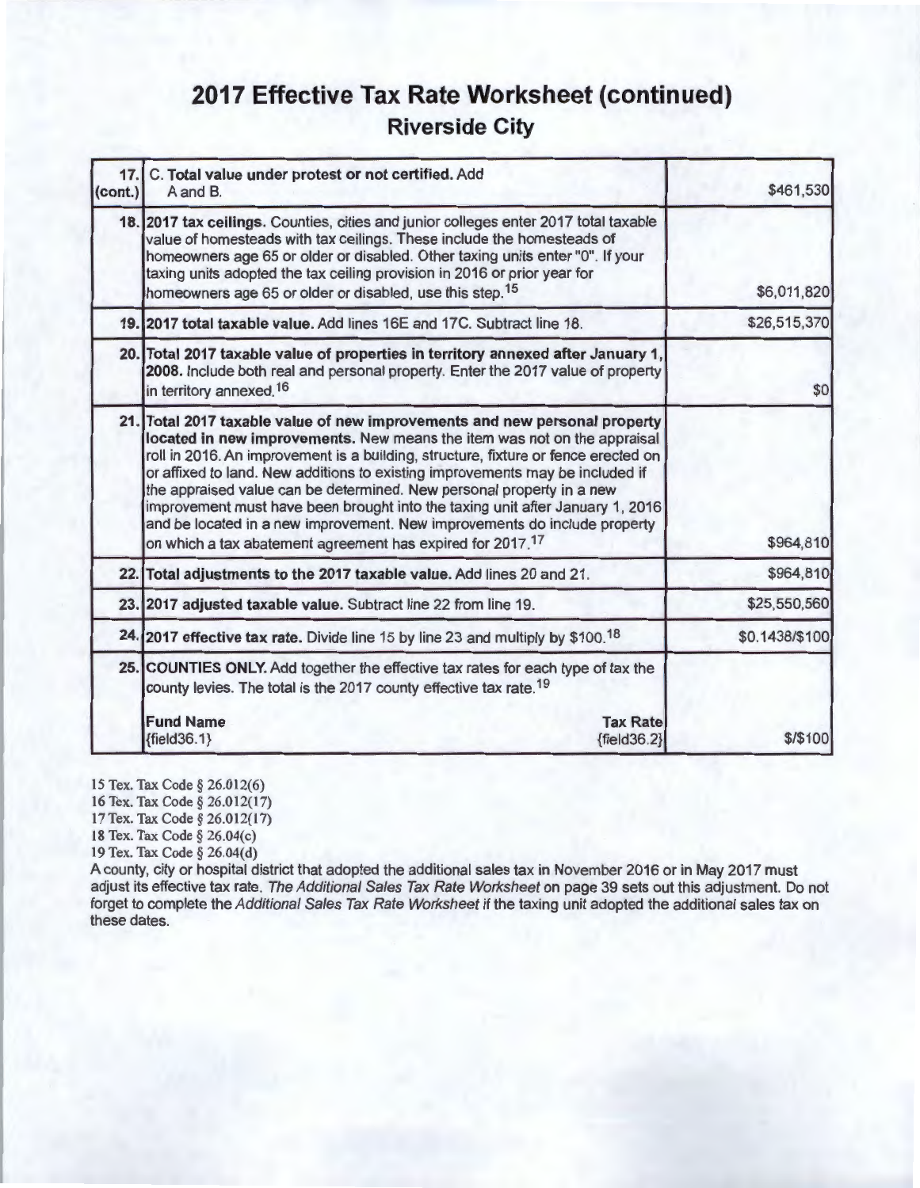# 2017 Effective Tax Rate Worksheet (continued)

## Riverside City

| | | |
|---|---|---|
| **17. (cont.)** | C. **Total value under protest or not certified.** Add A and B. | $461,530 |
| **18.** | **2017 tax ceilings.** Counties, cities and junior colleges enter 2017 total taxable value of homesteads with tax ceilings. These include the homesteads of homeowners age 65 or older or disabled. Other taxing units enter "0". If your taxing units adopted the tax ceiling provision in 2016 or prior year for homeowners age 65 or older or disabled, use this step.[15] | $6,011,820 |
| **19.** | **2017 total taxable value.** Add lines 16E and 17C. Subtract line 18. | $26,515,370 |
| **20.** | **Total 2017 taxable value of properties in territory annexed after January 1, 2008.** Include both real and personal property. Enter the 2017 value of property in territory annexed.[16] | $0 |
| **21.** | **Total 2017 taxable value of new improvements and new personal property located in new improvements.** New means the item was not on the appraisal roll in 2016. An improvement is a building, structure, fixture or fence erected on or affixed to land. New additions to existing improvements may be included if the appraised value can be determined. New personal property in a new improvement must have been brought into the taxing unit after January 1, 2016 and be located in a new improvement. New improvements do include property on which a tax abatement agreement has expired for 2017.[17] | $964,810 |
| **22.** | **Total adjustments to the 2017 taxable value.** Add lines 20 and 21. | $964,810 |
| **23.** | **2017 adjusted taxable value.** Subtract line 22 from line 19. | $25,550,560 |
| **24.** | **2017 effective tax rate.** Divide line 15 by line 23 and multiply by $100.[18] | $0.1438/$100 |
| **25.** | **COUNTIES ONLY.** Add together the effective tax rates for each type of tax the county levies. The total is the 2017 county effective tax rate.[19]<br><br>**Fund Name** {field36.1} **Tax Rate** {field36.2} | $/$100 |

15 Tex. Tax Code § 26.012(6)
16 Tex. Tax Code § 26.012(17)
17 Tex. Tax Code § 26.012(17)
18 Tex. Tax Code § 26.04(c)
19 Tex. Tax Code § 26.04(d)

A county, city or hospital district that adopted the additional sales tax in November 2016 or in May 2017 must adjust its effective tax rate. *The Additional Sales Tax Rate Worksheet* on page 39 sets out this adjustment. Do not forget to complete the *Additional Sales Tax Rate Worksheet* if the taxing unit adopted the additional sales tax on these dates.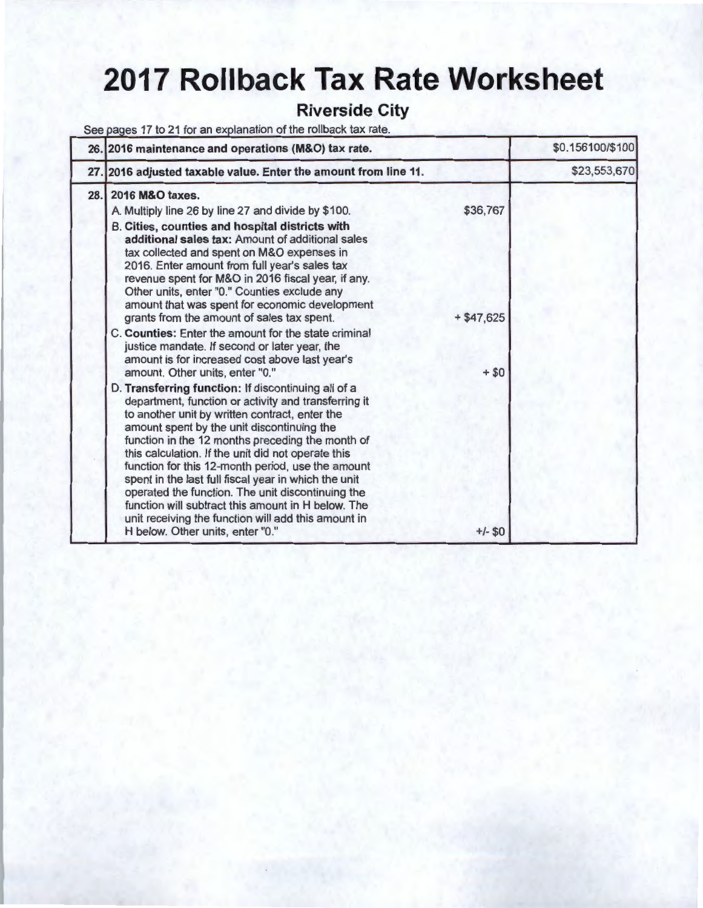# 2017 Rollback Tax Rate Worksheet

## Riverside City

See pages 17 to 21 for an explanation of the rollback tax rate.

| | | | |
|---|---|---|---|
| **26.** | **2016 maintenance and operations (M&O) tax rate.** | | $0.156100/$100 |
| **27.** | **2016 adjusted taxable value. Enter the amount from line 11.** | | $23,553,670 |
| **28.** | **2016 M&O taxes.** | | |
| | A. Multiply line 26 by line 27 and divide by $100. | $36,767 | |
| | B. **Cities, counties and hospital districts with additional sales tax:** Amount of additional sales tax collected and spent on M&O expenses in 2016. Enter amount from full year's sales tax revenue spent for M&O in 2016 fiscal year, if any. Other units, enter "0." Counties exclude any amount that was spent for economic development grants from the amount of sales tax spent. | + $47,625 | |
| | C. **Counties:** Enter the amount for the state criminal justice mandate. If second or later year, the amount is for increased cost above last year's amount. Other units, enter "0." | + $0 | |
| | D. **Transferring function:** If discontinuing all of a department, function or activity and transferring it to another unit by written contract, enter the amount spent by the unit discontinuing the function in the 12 months preceding the month of this calculation. If the unit did not operate this function for this 12-month period, use the amount spent in the last full fiscal year in which the unit operated the function. The unit discontinuing the function will subtract this amount in H below. The unit receiving the function will add this amount in H below. Other units, enter "0." | +/- $0 | |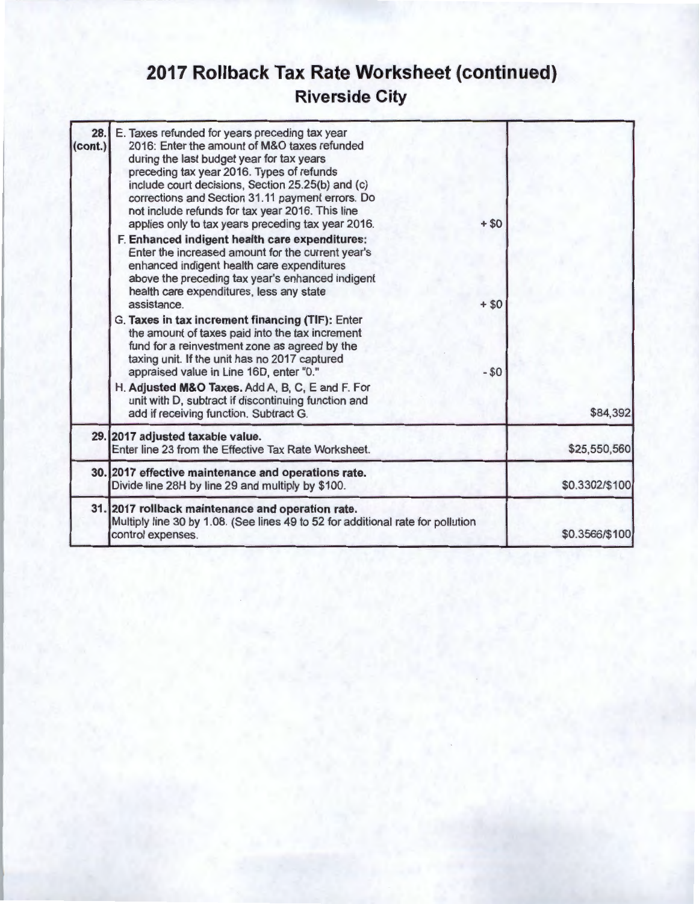# 2017 Rollback Tax Rate Worksheet (continued)

## Riverside City

| | | | |
|---|---|---|---|
| 28. (cont.) | E. Taxes refunded for years preceding tax year 2016: Enter the amount of M&O taxes refunded during the last budget year for tax years preceding tax year 2016. Types of refunds include court decisions, Section 25.25(b) and (c) corrections and Section 31.11 payment errors. Do not include refunds for tax year 2016. This line applies only to tax years preceding tax year 2016. | + $0 | |
| | **F. Enhanced indigent health care expenditures:** Enter the increased amount for the current year's enhanced indigent health care expenditures above the preceding tax year's enhanced indigent health care expenditures, less any state assistance. | + $0 | |
| | **G. Taxes in tax increment financing (TIF):** Enter the amount of taxes paid into the tax increment fund for a reinvestment zone as agreed by the taxing unit. If the unit has no 2017 captured appraised value in Line 16D, enter "0." | - $0 | |
| | H. **Adjusted M&O Taxes.** Add A, B, C, E and F. For unit with D, subtract if discontinuing function and add if receiving function. Subtract G. | | $84,392 |
| 29. | **2017 adjusted taxable value.** Enter line 23 from the Effective Tax Rate Worksheet. | | $25,550,560 |
| 30. | **2017 effective maintenance and operations rate.** Divide line 28H by line 29 and multiply by $100. | | $0.3302/$100 |
| 31. | **2017 rollback maintenance and operation rate.** Multiply line 30 by 1.08. (See lines 49 to 52 for additional rate for pollution control expenses. | | $0.3566/$100 |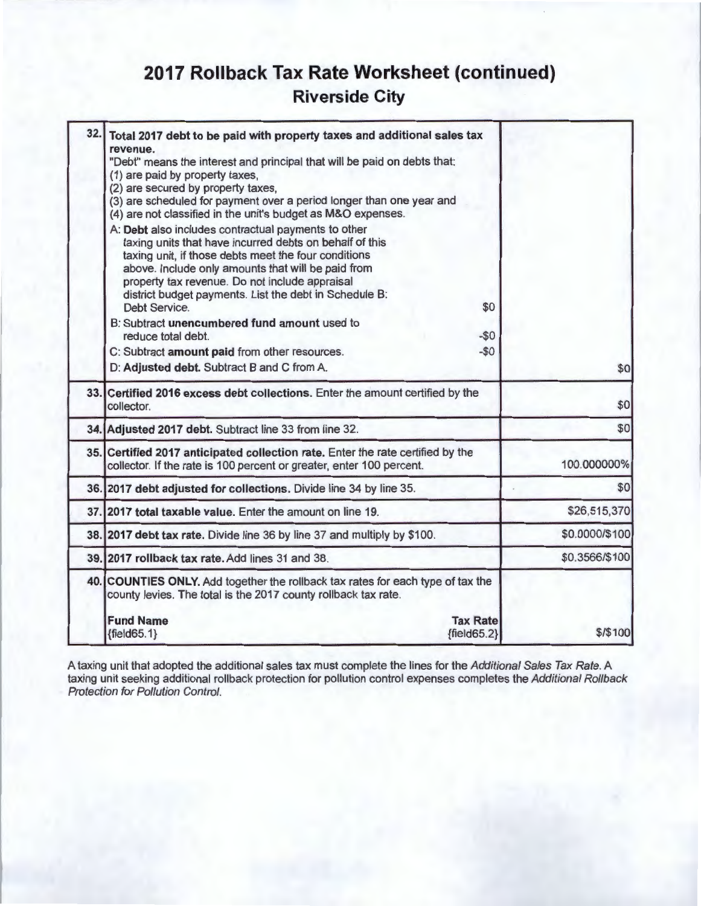# 2017 Rollback Tax Rate Worksheet (continued)

## Riverside City

| Line | Description | Amount |
|---|---|---|
| 32. | **Total 2017 debt to be paid with property taxes and additional sales tax revenue.**<br>"Debt" means the interest and principal that will be paid on debts that:<br>(1) are paid by property taxes,<br>(2) are secured by property taxes,<br>(3) are scheduled for payment over a period longer than one year and<br>(4) are not classified in the unit's budget as M&O expenses.<br>A: **Debt** also includes contractual payments to other taxing units that have incurred debts on behalf of this taxing unit, if those debts meet the four conditions above. Include only amounts that will be paid from property tax revenue. Do not include appraisal district budget payments. List the debt in Schedule B: Debt Service. $0<br>B: Subtract **unencumbered fund amount** used to reduce total debt. -$0<br>C: Subtract **amount paid** from other resources. -$0<br>D: **Adjusted debt.** Subtract B and C from A. | $0 |
| 33. | **Certified 2016 excess debt collections.** Enter the amount certified by the collector. | $0 |
| 34. | **Adjusted 2017 debt.** Subtract line 33 from line 32. | $0 |
| 35. | **Certified 2017 anticipated collection rate.** Enter the rate certified by the collector. If the rate is 100 percent or greater, enter 100 percent. | 100.000000% |
| 36. | **2017 debt adjusted for collections.** Divide line 34 by line 35. | $0 |
| 37. | **2017 total taxable value.** Enter the amount on line 19. | $26,515,370 |
| 38. | **2017 debt tax rate.** Divide line 36 by line 37 and multiply by $100. | $0.0000/$100 |
| 39. | **2017 rollback tax rate.** Add lines 31 and 38. | $0.3566/$100 |
| 40. | **COUNTIES ONLY.** Add together the rollback tax rates for each type of tax the county levies. The total is the 2017 county rollback tax rate.<br>**Fund Name** **Tax Rate**<br>{field65.1} {field65.2} | $/$100 |

A taxing unit that adopted the additional sales tax must complete the lines for the *Additional Sales Tax Rate*. A taxing unit seeking additional rollback protection for pollution control expenses completes the *Additional Rollback Protection for Pollution Control*.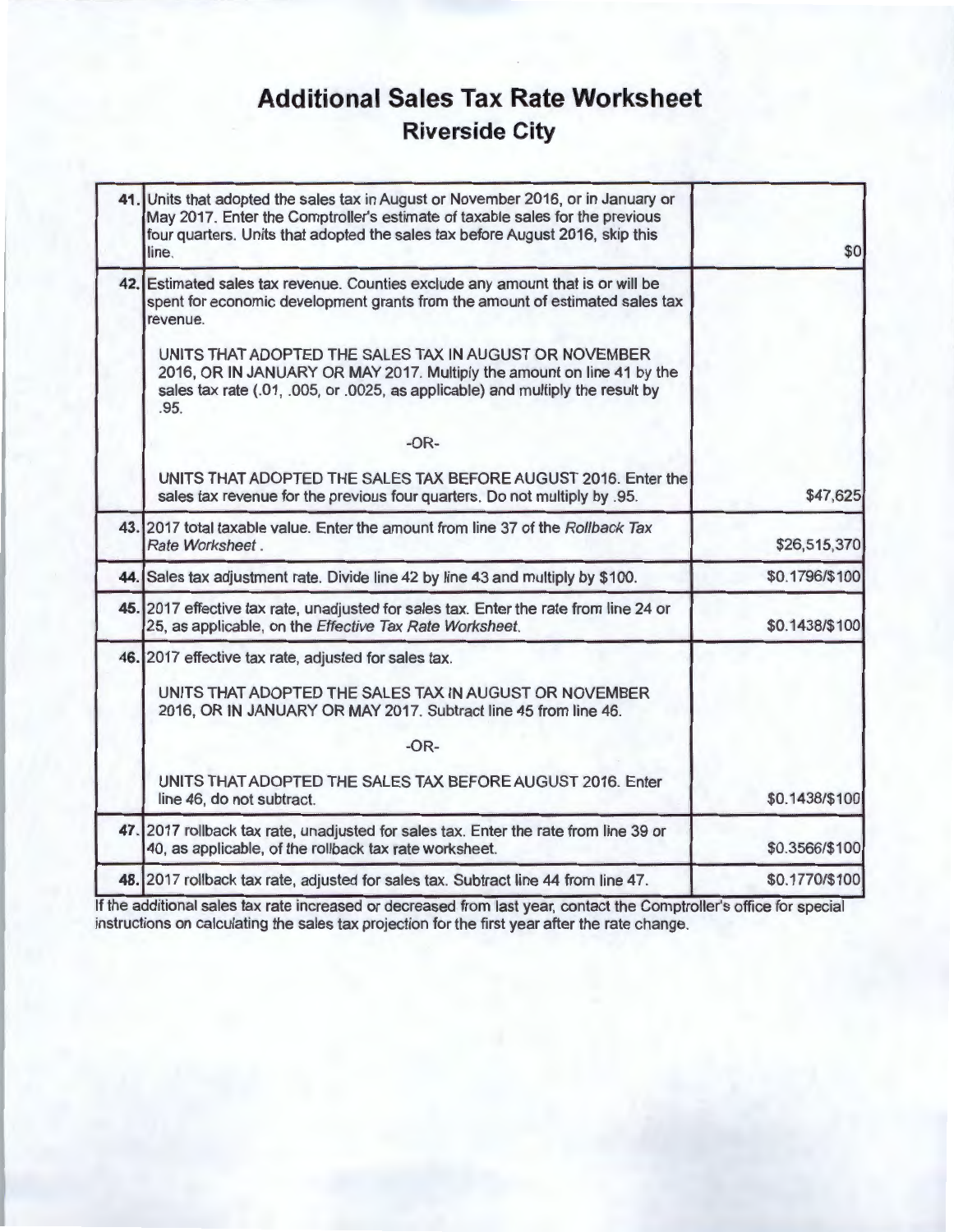# Additional Sales Tax Rate Worksheet

## Riverside City

| | | |
|---|---|---|
| **41.** | Units that adopted the sales tax in August or November 2016, or in January or May 2017. Enter the Comptroller's estimate of taxable sales for the previous four quarters. Units that adopted the sales tax before August 2016, skip this line. | $0 |
| **42.** | Estimated sales tax revenue. Counties exclude any amount that is or will be spent for economic development grants from the amount of estimated sales tax revenue.<br><br>UNITS THAT ADOPTED THE SALES TAX IN AUGUST OR NOVEMBER 2016, OR IN JANUARY OR MAY 2017. Multiply the amount on line 41 by the sales tax rate (.01, .005, or .0025, as applicable) and multiply the result by .95.<br><br>-OR-<br><br>UNITS THAT ADOPTED THE SALES TAX BEFORE AUGUST 2016. Enter the sales tax revenue for the previous four quarters. Do not multiply by .95. | $47,625 |
| **43.** | 2017 total taxable value. Enter the amount from line 37 of the *Rollback Tax Rate Worksheet*. | $26,515,370 |
| **44.** | Sales tax adjustment rate. Divide line 42 by line 43 and multiply by $100. | $0.1796/$100 |
| **45.** | 2017 effective tax rate, unadjusted for sales tax. Enter the rate from line 24 or 25, as applicable, on the *Effective Tax Rate Worksheet*. | $0.1438/$100 |
| **46.** | 2017 effective tax rate, adjusted for sales tax.<br><br>UNITS THAT ADOPTED THE SALES TAX IN AUGUST OR NOVEMBER 2016, OR IN JANUARY OR MAY 2017. Subtract line 45 from line 46.<br><br>-OR-<br><br>UNITS THAT ADOPTED THE SALES TAX BEFORE AUGUST 2016. Enter line 46, do not subtract. | $0.1438/$100 |
| **47.** | 2017 rollback tax rate, unadjusted for sales tax. Enter the rate from line 39 or 40, as applicable, of the rollback tax rate worksheet. | $0.3566/$100 |
| **48.** | 2017 rollback tax rate, adjusted for sales tax. Subtract line 44 from line 47. | $0.1770/$100 |

If the additional sales tax rate increased or decreased from last year, contact the Comptroller's office for special instructions on calculating the sales tax projection for the first year after the rate change.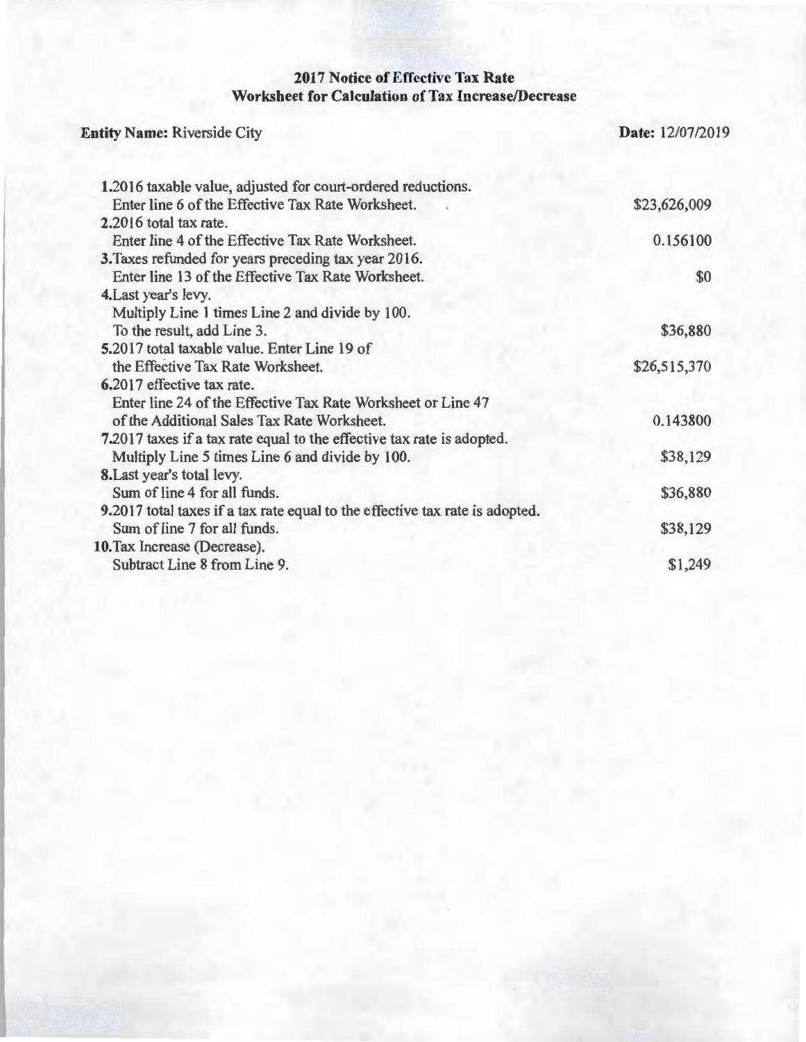## 2017 Notice of Effective Tax Rate
## Worksheet for Calculation of Tax Increase/Decrease

**Entity Name:** Riverside City

**Date:** 12/07/2019

| | |
|---|---|
| **1.** 2016 taxable value, adjusted for court-ordered reductions. Enter line 6 of the Effective Tax Rate Worksheet. | $23,626,009 |
| **2.** 2016 total tax rate. Enter line 4 of the Effective Tax Rate Worksheet. | 0.156100 |
| **3.** Taxes refunded for years preceding tax year 2016. Enter line 13 of the Effective Tax Rate Worksheet. | $0 |
| **4.** Last year's levy. Multiply Line 1 times Line 2 and divide by 100. To the result, add Line 3. | $36,880 |
| **5.** 2017 total taxable value. Enter Line 19 of the Effective Tax Rate Worksheet. | $26,515,370 |
| **6.** 2017 effective tax rate. Enter line 24 of the Effective Tax Rate Worksheet or Line 47 of the Additional Sales Tax Rate Worksheet. | 0.143800 |
| **7.** 2017 taxes if a tax rate equal to the effective tax rate is adopted. Multiply Line 5 times Line 6 and divide by 100. | $38,129 |
| **8.** Last year's total levy. Sum of line 4 for all funds. | $36,880 |
| **9.** 2017 total taxes if a tax rate equal to the effective tax rate is adopted. Sum of line 7 for all funds. | $38,129 |
| **10.** Tax Increase (Decrease). Subtract Line 8 from Line 9. | $1,249 |